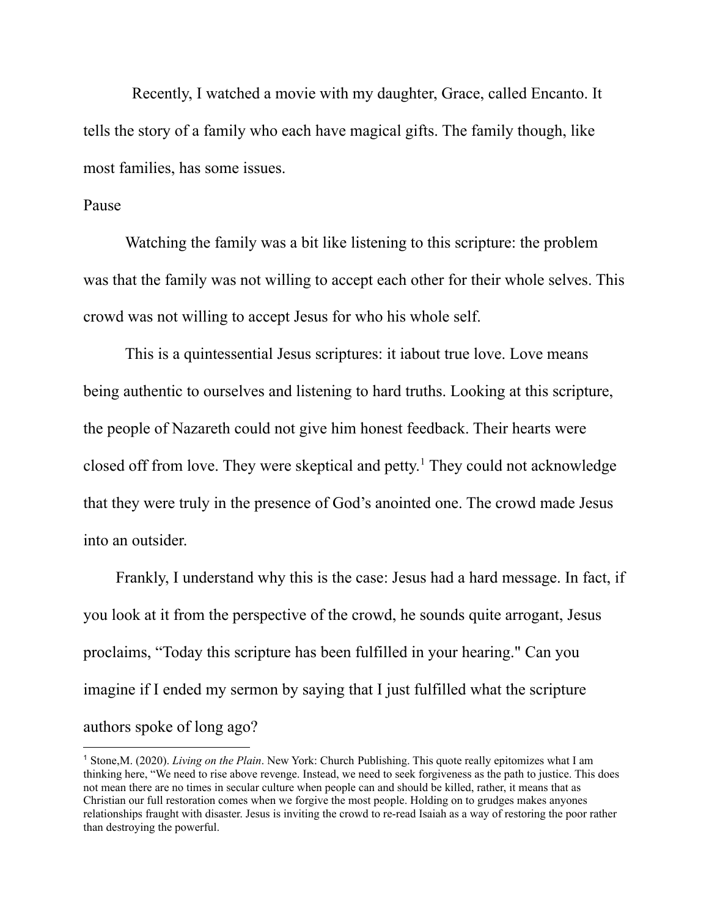Recently, I watched a movie with my daughter, Grace, called Encanto. It tells the story of a family who each have magical gifts. The family though, like most families, has some issues.

Pause

Watching the family was a bit like listening to this scripture: the problem was that the family was not willing to accept each other for their whole selves. This crowd was not willing to accept Jesus for who his whole self.

This is a quintessential Jesus scriptures: it iabout true love. Love means being authentic to ourselves and listening to hard truths. Looking at this scripture, the people of Nazareth could not give him honest feedback. Their hearts were closed off from love. They were skeptical and petty.[1] They could not acknowledge that they were truly in the presence of God's anointed one. The crowd made Jesus into an outsider.

Frankly, I understand why this is the case: Jesus had a hard message. In fact, if you look at it from the perspective of the crowd, he sounds quite arrogant, Jesus proclaims, "Today this scripture has been fulfilled in your hearing." Can you imagine if I ended my sermon by saying that I just fulfilled what the scripture authors spoke of long ago?

---

[1] Stone,M. (2020). *Living on the Plain*. New York: Church Publishing. This quote really epitomizes what I am thinking here, "We need to rise above revenge. Instead, we need to seek forgiveness as the path to justice. This does not mean there are no times in secular culture when people can and should be killed, rather, it means that as Christian our full restoration comes when we forgive the most people. Holding on to grudges makes anyones relationships fraught with disaster. Jesus is inviting the crowd to re-read Isaiah as a way of restoring the poor rather than destroying the powerful.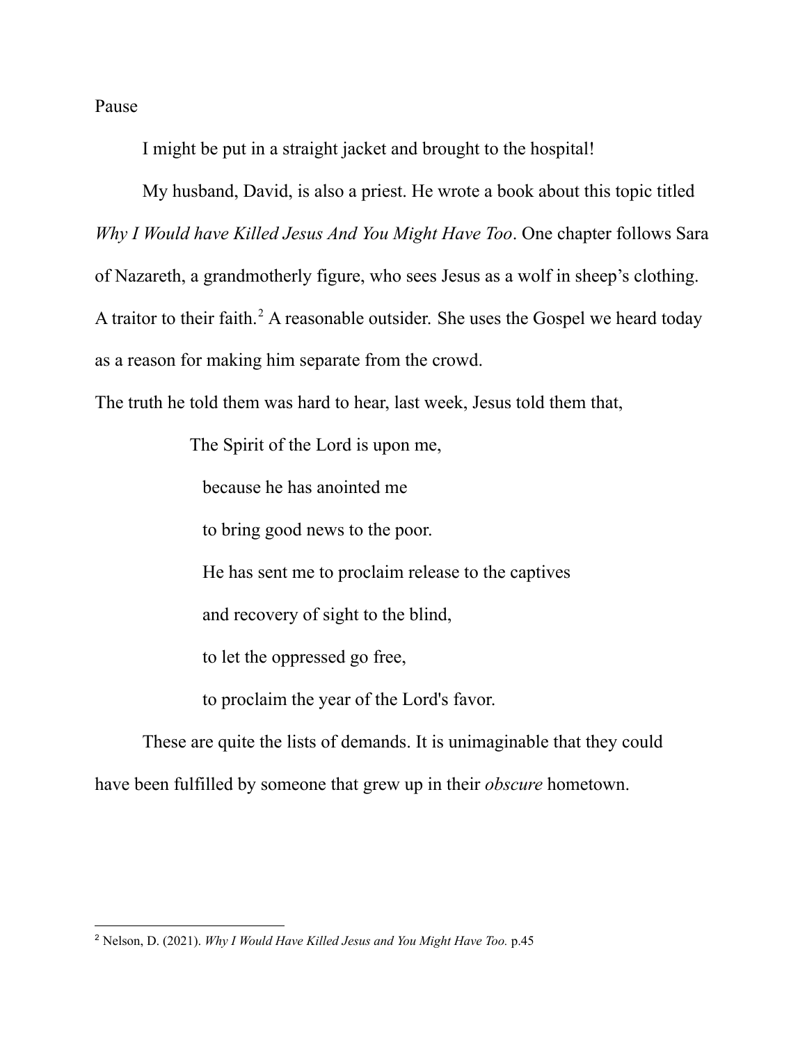Pause

I might be put in a straight jacket and brought to the hospital!

My husband, David, is also a priest. He wrote a book about this topic titled *Why I Would have Killed Jesus And You Might Have Too*. One chapter follows Sara of Nazareth, a grandmotherly figure, who sees Jesus as a wolf in sheep's clothing. A traitor to their faith.[2] A reasonable outsider. She uses the Gospel we heard today as a reason for making him separate from the crowd.

The truth he told them was hard to hear, last week, Jesus told them that,

> The Spirit of the Lord is upon me,
> because he has anointed me
> to bring good news to the poor.
> He has sent me to proclaim release to the captives
> and recovery of sight to the blind,
> to let the oppressed go free,
> to proclaim the year of the Lord's favor.

These are quite the lists of demands. It is unimaginable that they could have been fulfilled by someone that grew up in their *obscure* hometown.

---

[2] Nelson, D. (2021). *Why I Would Have Killed Jesus and You Might Have Too.* p.45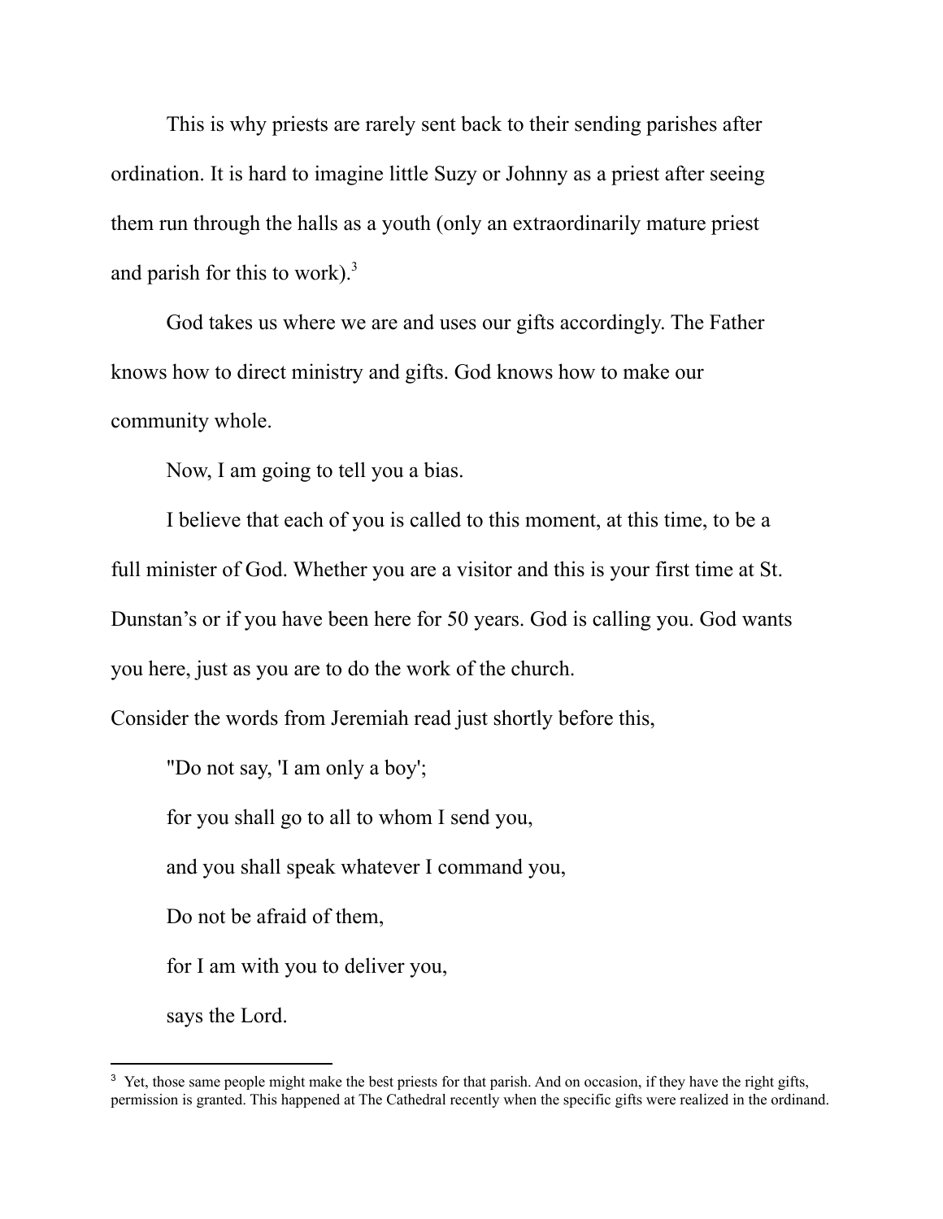This is why priests are rarely sent back to their sending parishes after ordination. It is hard to imagine little Suzy or Johnny as a priest after seeing them run through the halls as a youth (only an extraordinarily mature priest and parish for this to work).[3]

God takes us where we are and uses our gifts accordingly. The Father knows how to direct ministry and gifts. God knows how to make our community whole.

Now, I am going to tell you a bias.

I believe that each of you is called to this moment, at this time, to be a full minister of God. Whether you are a visitor and this is your first time at St. Dunstan's or if you have been here for 50 years. God is calling you. God wants you here, just as you are to do the work of the church.

Consider the words from Jeremiah read just shortly before this,

> "Do not say, 'I am only a boy';
>
> for you shall go to all to whom I send you,
>
> and you shall speak whatever I command you,
>
> Do not be afraid of them,
>
> for I am with you to deliver you,
>
> says the Lord.

---

[3] Yet, those same people might make the best priests for that parish. And on occasion, if they have the right gifts, permission is granted. This happened at The Cathedral recently when the specific gifts were realized in the ordinand.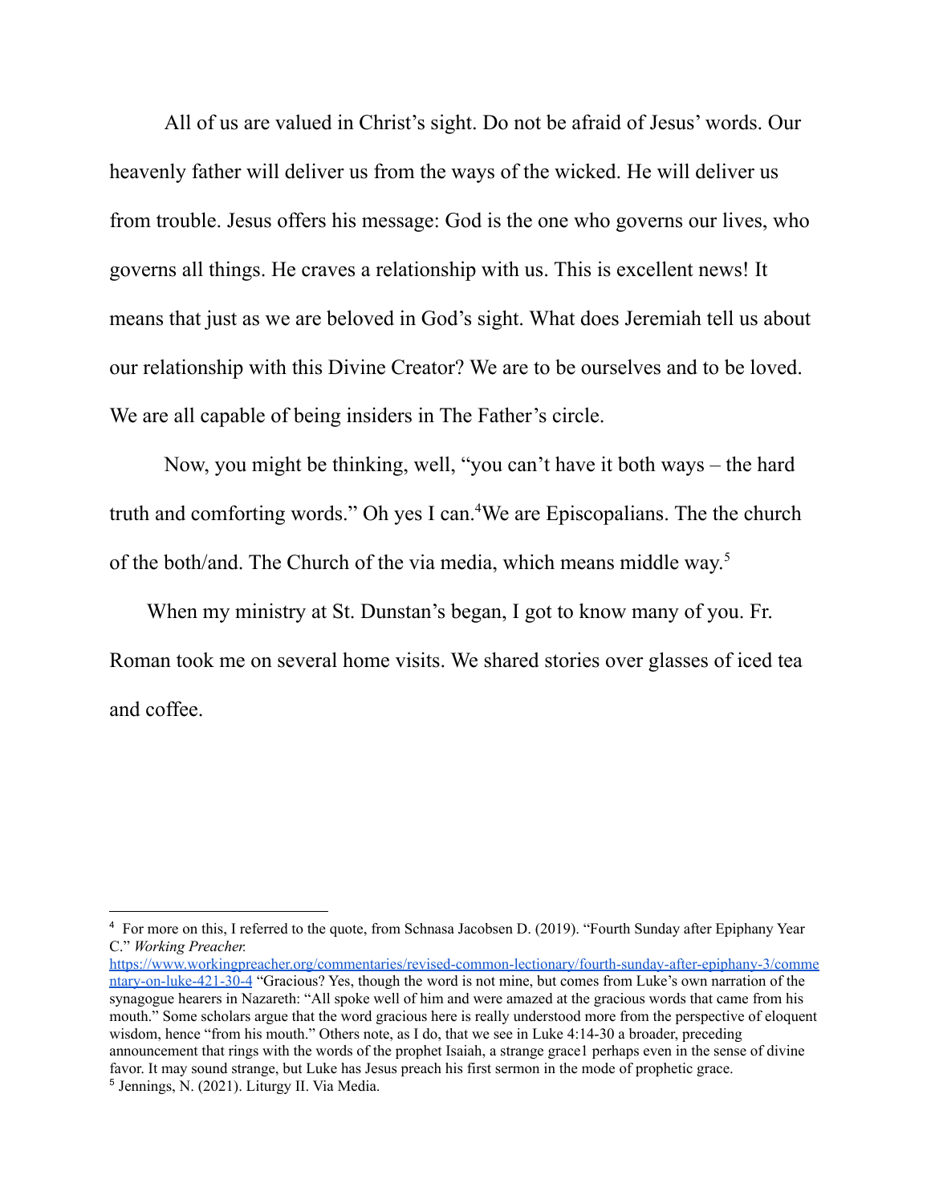All of us are valued in Christ's sight. Do not be afraid of Jesus' words. Our heavenly father will deliver us from the ways of the wicked. He will deliver us from trouble. Jesus offers his message: God is the one who governs our lives, who governs all things. He craves a relationship with us. This is excellent news! It means that just as we are beloved in God's sight. What does Jeremiah tell us about our relationship with this Divine Creator? We are to be ourselves and to be loved. We are all capable of being insiders in The Father's circle.

Now, you might be thinking, well, "you can't have it both ways – the hard truth and comforting words." Oh yes I can.[4]We are Episcopalians. The the church of the both/and. The Church of the via media, which means middle way.[5]

When my ministry at St. Dunstan's began, I got to know many of you. Fr. Roman took me on several home visits. We shared stories over glasses of iced tea and coffee.

---

[4] For more on this, I referred to the quote, from Schnasa Jacobsen D. (2019). "Fourth Sunday after Epiphany Year C." *Working Preacher.* [https://www.workingpreacher.org/commentaries/revised-common-lectionary/fourth-sunday-after-epiphany-3/commentary-on-luke-421-30-4](https://www.workingpreacher.org/commentaries/revised-common-lectionary/fourth-sunday-after-epiphany-3/commentary-on-luke-421-30-4) "Gracious? Yes, though the word is not mine, but comes from Luke's own narration of the synagogue hearers in Nazareth: "All spoke well of him and were amazed at the gracious words that came from his mouth." Some scholars argue that the word gracious here is really understood more from the perspective of eloquent wisdom, hence "from his mouth." Others note, as I do, that we see in Luke 4:14-30 a broader, preceding announcement that rings with the words of the prophet Isaiah, a strange grace1 perhaps even in the sense of divine favor. It may sound strange, but Luke has Jesus preach his first sermon in the mode of prophetic grace.

[5] Jennings, N. (2021). Liturgy II. Via Media.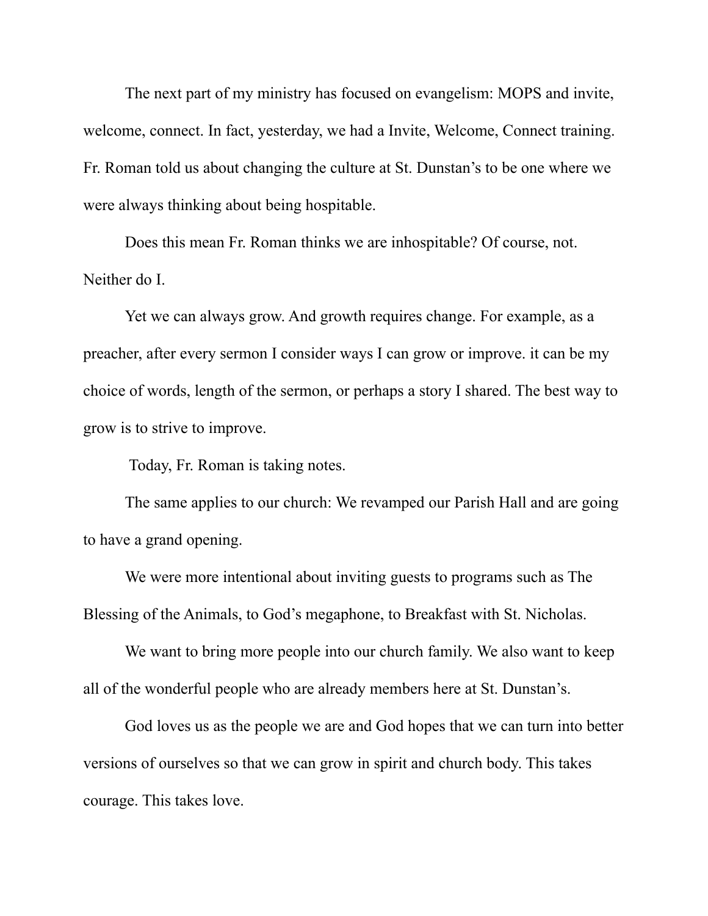The next part of my ministry has focused on evangelism: MOPS and invite, welcome, connect. In fact, yesterday, we had a Invite, Welcome, Connect training. Fr. Roman told us about changing the culture at St. Dunstan's to be one where we were always thinking about being hospitable.

Does this mean Fr. Roman thinks we are inhospitable? Of course, not. Neither do I.

Yet we can always grow. And growth requires change. For example, as a preacher, after every sermon I consider ways I can grow or improve. it can be my choice of words, length of the sermon, or perhaps a story I shared. The best way to grow is to strive to improve.

Today, Fr. Roman is taking notes.

The same applies to our church: We revamped our Parish Hall and are going to have a grand opening.

We were more intentional about inviting guests to programs such as The Blessing of the Animals, to God's megaphone, to Breakfast with St. Nicholas.

We want to bring more people into our church family. We also want to keep all of the wonderful people who are already members here at St. Dunstan's.

God loves us as the people we are and God hopes that we can turn into better versions of ourselves so that we can grow in spirit and church body. This takes courage. This takes love.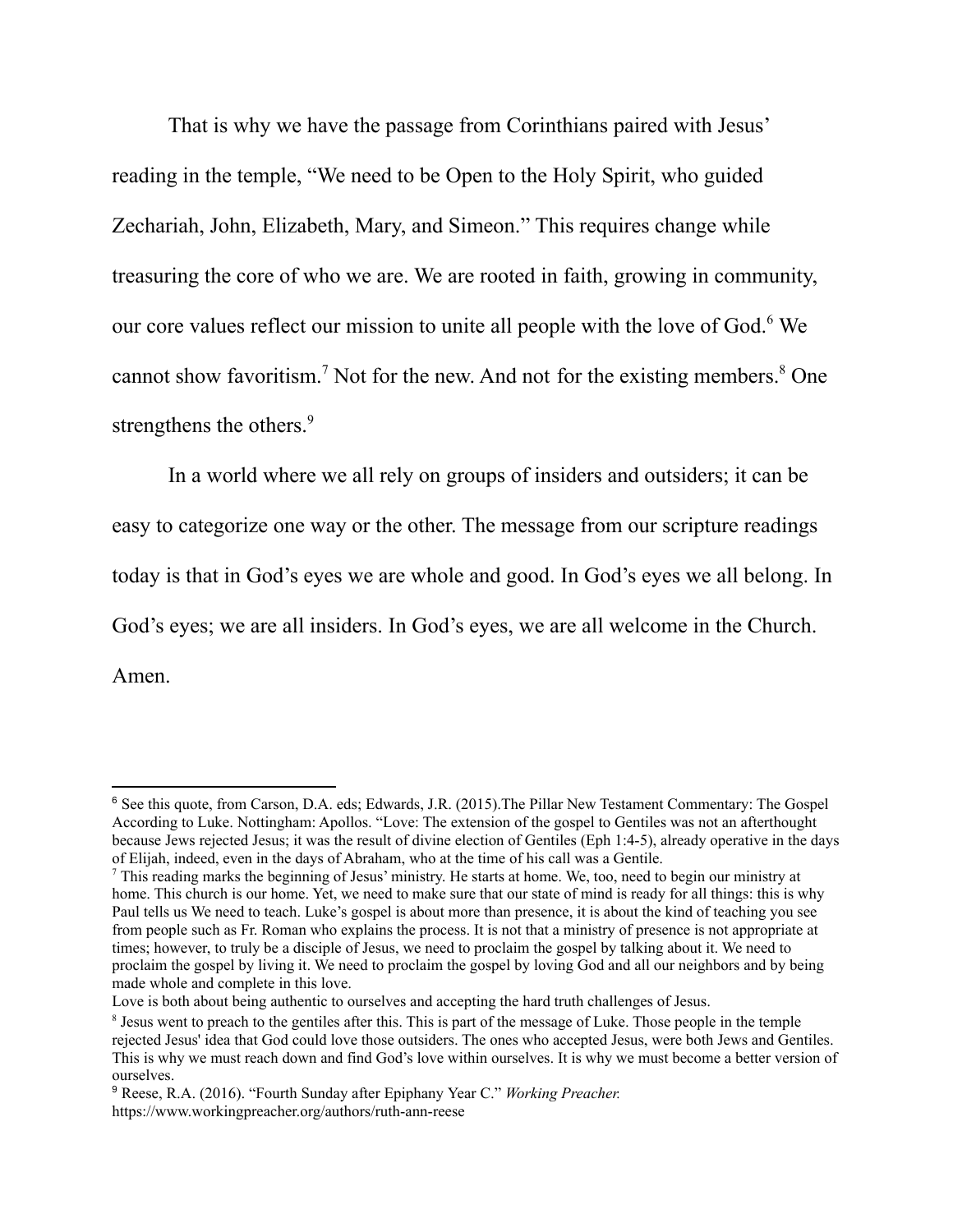That is why we have the passage from Corinthians paired with Jesus' reading in the temple, "We need to be Open to the Holy Spirit, who guided Zechariah, John, Elizabeth, Mary, and Simeon." This requires change while treasuring the core of who we are. We are rooted in faith, growing in community, our core values reflect our mission to unite all people with the love of God.[6] We cannot show favoritism.[7] Not for the new. And not for the existing members.[8] One strengthens the others.[9]

In a world where we all rely on groups of insiders and outsiders; it can be easy to categorize one way or the other. The message from our scripture readings today is that in God's eyes we are whole and good. In God's eyes we all belong. In God's eyes; we are all insiders. In God's eyes, we are all welcome in the Church. Amen.

---

[6] See this quote, from Carson, D.A. eds; Edwards, J.R. (2015).The Pillar New Testament Commentary: The Gospel According to Luke. Nottingham: Apollos. "Love: The extension of the gospel to Gentiles was not an afterthought because Jews rejected Jesus; it was the result of divine election of Gentiles (Eph 1:4-5), already operative in the days of Elijah, indeed, even in the days of Abraham, who at the time of his call was a Gentile.

[7] This reading marks the beginning of Jesus' ministry. He starts at home. We, too, need to begin our ministry at home. This church is our home. Yet, we need to make sure that our state of mind is ready for all things: this is why Paul tells us We need to teach. Luke's gospel is about more than presence, it is about the kind of teaching you see from people such as Fr. Roman who explains the process. It is not that a ministry of presence is not appropriate at times; however, to truly be a disciple of Jesus, we need to proclaim the gospel by talking about it. We need to proclaim the gospel by living it. We need to proclaim the gospel by loving God and all our neighbors and by being made whole and complete in this love.

Love is both about being authentic to ourselves and accepting the hard truth challenges of Jesus.

[8] Jesus went to preach to the gentiles after this. This is part of the message of Luke. Those people in the temple rejected Jesus' idea that God could love those outsiders. The ones who accepted Jesus, were both Jews and Gentiles. This is why we must reach down and find God's love within ourselves. It is why we must become a better version of ourselves.

[9] Reese, R.A. (2016). "Fourth Sunday after Epiphany Year C." *Working Preacher.* https://www.workingpreacher.org/authors/ruth-ann-reese